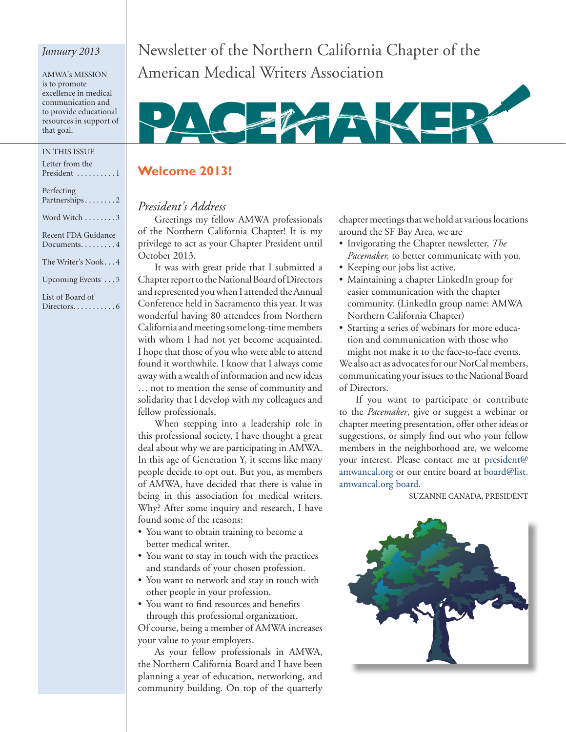*January 2013*

AMWA's MISSION is to promote excellence in medical communication and to provide educational resources in support of that goal.

IN THIS ISSUE

- Letter from the President . . . . . . . . . . 1
- Perfecting Partnerships . . . . . . . . 2
- Word Witch . . . . . . . . 3
- Recent FDA Guidance Documents . . . . . . . . . 4
- The Writer's Nook . . . 4
- Upcoming Events . . . 5
- List of Board of Directors . . . . . . . . . . . 6

# Newsletter of the Northern California Chapter of the American Medical Writers Association

# PACEMAKER

## Welcome 2013!

### *President's Address*

Greetings my fellow AMWA professionals of the Northern California Chapter! It is my privilege to act as your Chapter President until October 2013.

It was with great pride that I submitted a Chapter report to the National Board of Directors and represented you when I attended the Annual Conference held in Sacramento this year. It was wonderful having 80 attendees from Northern California and meeting some long-time members with whom I had not yet become acquainted. I hope that those of you who were able to attend found it worthwhile. I know that I always come away with a wealth of information and new ideas … not to mention the sense of community and solidarity that I develop with my colleagues and fellow professionals.

When stepping into a leadership role in this professional society, I have thought a great deal about why we are participating in AMWA. In this age of Generation Y, it seems like many people decide to opt out. But you, as members of AMWA, have decided that there is value in being in this association for medical writers. Why? After some inquiry and research, I have found some of the reasons:

- You want to obtain training to become a better medical writer.
- You want to stay in touch with the practices and standards of your chosen profession.
- You want to network and stay in touch with other people in your profession.
- You want to find resources and benefits through this professional organization.

Of course, being a member of AMWA increases your value to your employers.

As your fellow professionals in AMWA, the Northern California Board and I have been planning a year of education, networking, and community building. On top of the quarterly chapter meetings that we hold at various locations around the SF Bay Area, we are

- Invigorating the Chapter newsletter, *The Pacemaker,* to better communicate with you.
- Keeping our jobs list active.
- Maintaining a chapter LinkedIn group for easier communication with the chapter community. (LinkedIn group name: AMWA Northern California Chapter)
- Starting a series of webinars for more education and communication with those who might not make it to the face-to-face events.

We also act as advocates for our NorCal members, communicating your issues to the National Board of Directors.

If you want to participate or contribute to the *Pacemaker*, give or suggest a webinar or chapter meeting presentation, offer other ideas or suggestions, or simply find out who your fellow members in the neighborhood are, we welcome your interest. Please contact me at president@amwancal.org or our entire board at board@list.amwancal.org board.

SUZANNE CANADA, PRESIDENT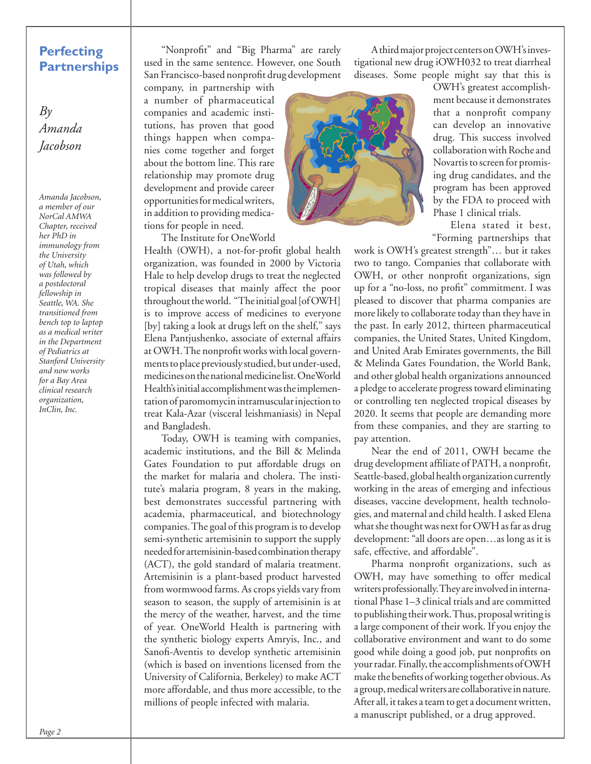# Perfecting Partnerships

*By Amanda Jacobson*

*Amanda Jacobson, a member of our NorCal AMWA Chapter, received her PhD in immunology from the University of Utah, which was followed by a postdoctoral fellowship in Seattle, WA. She transitioned from bench top to laptop as a medical writer in the Department of Pediatrics at Stanford University and now works for a Bay Area clinical research organization, InClin, Inc.*

"Nonprofit" and "Big Pharma" are rarely used in the same sentence. However, one South San Francisco-based nonprofit drug development company, in partnership with a number of pharmaceutical companies and academic institutions, has proven that good things happen when companies come together and forget about the bottom line. This rare relationship may promote drug development and provide career opportunities for medical writers, in addition to providing medications for people in need.

The Institute for OneWorld Health (OWH), a not-for-profit global health organization, was founded in 2000 by Victoria Hale to help develop drugs to treat the neglected tropical diseases that mainly affect the poor throughout the world. "The initial goal [of OWH] is to improve access of medicines to everyone [by] taking a look at drugs left on the shelf," says Elena Pantjushenko, associate of external affairs at OWH. The nonprofit works with local governments to place previously studied, but under-used, medicines on the national medicine list. OneWorld Health's initial accomplishment was the implementation of paromomycin intramuscular injection to treat Kala-Azar (visceral leishmaniasis) in Nepal and Bangladesh.

Today, OWH is teaming with companies, academic institutions, and the Bill & Melinda Gates Foundation to put affordable drugs on the market for malaria and cholera. The institute's malaria program, 8 years in the making, best demonstrates successful partnering with academia, pharmaceutical, and biotechnology companies. The goal of this program is to develop semi-synthetic artemisinin to support the supply needed for artemisinin-based combination therapy (ACT), the gold standard of malaria treatment. Artemisinin is a plant-based product harvested from wormwood farms. As crops yields vary from season to season, the supply of artemisinin is at the mercy of the weather, harvest, and the time of year. OneWorld Health is partnering with the synthetic biology experts Amryis, Inc., and Sanofi-Aventis to develop synthetic artemisinin (which is based on inventions licensed from the University of California, Berkeley) to make ACT more affordable, and thus more accessible, to the millions of people infected with malaria.

A third major project centers on OWH's investigational new drug iOWH032 to treat diarrheal diseases. Some people might say that this is OWH's greatest accomplishment because it demonstrates that a nonprofit company can develop an innovative drug. This success involved collaboration with Roche and Novartis to screen for promising drug candidates, and the program has been approved by the FDA to proceed with Phase 1 clinical trials.

Elena stated it best, "Forming partnerships that work is OWH's greatest strength"… but it takes two to tango. Companies that collaborate with OWH, or other nonprofit organizations, sign up for a "no-loss, no profit" commitment. I was pleased to discover that pharma companies are more likely to collaborate today than they have in the past. In early 2012, thirteen pharmaceutical companies, the United States, United Kingdom, and United Arab Emirates governments, the Bill & Melinda Gates Foundation, the World Bank, and other global health organizations announced a pledge to accelerate progress toward eliminating or controlling ten neglected tropical diseases by 2020. It seems that people are demanding more from these companies, and they are starting to pay attention.

Near the end of 2011, OWH became the drug development affiliate of PATH, a nonprofit, Seattle-based, global health organization currently working in the areas of emerging and infectious diseases, vaccine development, health technologies, and maternal and child health. I asked Elena what she thought was next for OWH as far as drug development: "all doors are open…as long as it is safe, effective, and affordable".

Pharma nonprofit organizations, such as OWH, may have something to offer medical writers professionally. They are involved in international Phase 1–3 clinical trials and are committed to publishing their work. Thus, proposal writing is a large component of their work. If you enjoy the collaborative environment and want to do some good while doing a good job, put nonprofits on your radar. Finally, the accomplishments of OWH make the benefits of working together obvious. As a group, medical writers are collaborative in nature. After all, it takes a team to get a document written, a manuscript published, or a drug approved.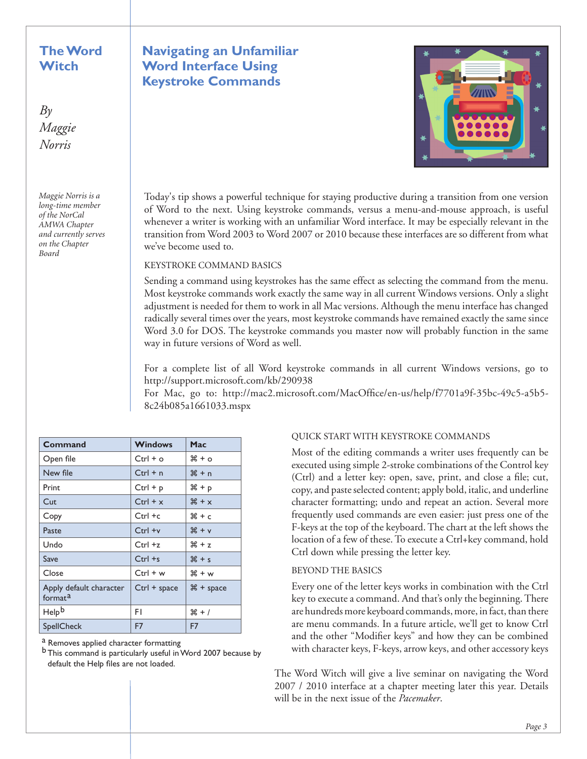# The Word Witch

*By Maggie Norris*

*Maggie Norris is a long-time member of the NorCal AMWA Chapter and currently serves on the Chapter Board*

## Navigating an Unfamiliar Word Interface Using Keystroke Commands

Today's tip shows a powerful technique for staying productive during a transition from one version of Word to the next. Using keystroke commands, versus a menu-and-mouse approach, is useful whenever a writer is working with an unfamiliar Word interface. It may be especially relevant in the transition from Word 2003 to Word 2007 or 2010 because these interfaces are so different from what we've become used to.

### KEYSTROKE COMMAND BASICS

Sending a command using keystrokes has the same effect as selecting the command from the menu. Most keystroke commands work exactly the same way in all current Windows versions. Only a slight adjustment is needed for them to work in all Mac versions. Although the menu interface has changed radically several times over the years, most keystroke commands have remained exactly the same since Word 3.0 for DOS. The keystroke commands you master now will probably function in the same way in future versions of Word as well.

For a complete list of all Word keystroke commands in all current Windows versions, go to http://support.microsoft.com/kb/290938
For Mac, go to: http://mac2.microsoft.com/MacOffice/en-us/help/f7701a9f-35bc-49c5-a5b5-8c24b085a1661033.mspx

| Command | Windows | Mac |
|---|---|---|
| Open file | Ctrl + o | ⌘ + o |
| New file | Ctrl + n | ⌘ + n |
| Print | Ctrl + p | ⌘ + p |
| Cut | Ctrl + x | ⌘ + x |
| Copy | Ctrl +c | ⌘ + c |
| Paste | Ctrl +v | ⌘ + v |
| Undo | Ctrl +z | ⌘ + z |
| Save | Ctrl +s | ⌘ + s |
| Close | Ctrl + w | ⌘ + w |
| Apply default character format[a] | Ctrl + space | ⌘ + space |
| Help[b] | F1 | ⌘ + / |
| SpellCheck | F7 | F7 |

[a] Removes applied character formatting
[b] This command is particularly useful in Word 2007 because by default the Help files are not loaded.

### QUICK START WITH KEYSTROKE COMMANDS

Most of the editing commands a writer uses frequently can be executed using simple 2-stroke combinations of the Control key (Ctrl) and a letter key: open, save, print, and close a file; cut, copy, and paste selected content; apply bold, italic, and underline character formatting; undo and repeat an action. Several more frequently used commands are even easier: just press one of the F-keys at the top of the keyboard. The chart at the left shows the location of a few of these. To execute a Ctrl+key command, hold Ctrl down while pressing the letter key.

### BEYOND THE BASICS

Every one of the letter keys works in combination with the Ctrl key to execute a command. And that's only the beginning. There are hundreds more keyboard commands, more, in fact, than there are menu commands. In a future article, we'll get to know Ctrl and the other "Modifier keys" and how they can be combined with character keys, F-keys, arrow keys, and other accessory keys

The Word Witch will give a live seminar on navigating the Word 2007 / 2010 interface at a chapter meeting later this year. Details will be in the next issue of the *Pacemaker*.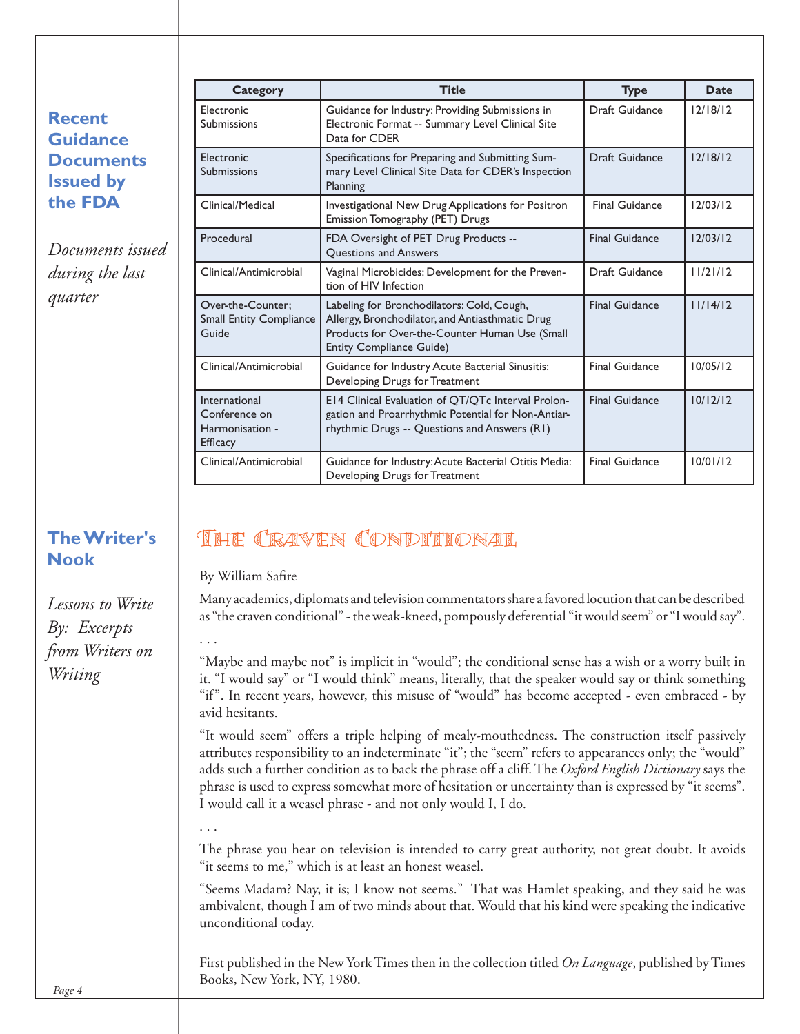## Recent Guidance Documents Issued by the FDA

*Documents issued during the last quarter*

| Category | Title | Type | Date |
|---|---|---|---|
| Electronic Submissions | Guidance for Industry: Providing Submissions in Electronic Format -- Summary Level Clinical Site Data for CDER | Draft Guidance | 12/18/12 |
| Electronic Submissions | Specifications for Preparing and Submitting Summary Level Clinical Site Data for CDER's Inspection Planning | Draft Guidance | 12/18/12 |
| Clinical/Medical | Investigational New Drug Applications for Positron Emission Tomography (PET) Drugs | Final Guidance | 12/03/12 |
| Procedural | FDA Oversight of PET Drug Products -- Questions and Answers | Final Guidance | 12/03/12 |
| Clinical/Antimicrobial | Vaginal Microbicides: Development for the Prevention of HIV Infection | Draft Guidance | 11/21/12 |
| Over-the-Counter; Small Entity Compliance Guide | Labeling for Bronchodilators: Cold, Cough, Allergy, Bronchodilator, and Antiasthmatic Drug Products for Over-the-Counter Human Use (Small Entity Compliance Guide) | Final Guidance | 11/14/12 |
| Clinical/Antimicrobial | Guidance for Industry Acute Bacterial Sinusitis: Developing Drugs for Treatment | Final Guidance | 10/05/12 |
| International Conference on Harmonisation - Efficacy | E14 Clinical Evaluation of QT/QTc Interval Prolongation and Proarrhythmic Potential for Non-Antiarrhythmic Drugs -- Questions and Answers (R1) | Final Guidance | 10/12/12 |
| Clinical/Antimicrobial | Guidance for Industry: Acute Bacterial Otitis Media: Developing Drugs for Treatment | Final Guidance | 10/01/12 |

## The Writer's Nook

*Lessons to Write By: Excerpts from Writers on Writing*

# The Craven Conditional

By William Safire

Many academics, diplomats and television commentators share a favored locution that can be described as "the craven conditional" - the weak-kneed, pompously deferential "it would seem" or "I would say".

. . .

"Maybe and maybe not" is implicit in "would"; the conditional sense has a wish or a worry built in it. "I would say" or "I would think" means, literally, that the speaker would say or think something "if". In recent years, however, this misuse of "would" has become accepted - even embraced - by avid hesitants.

"It would seem" offers a triple helping of mealy-mouthedness. The construction itself passively attributes responsibility to an indeterminate "it"; the "seem" refers to appearances only; the "would" adds such a further condition as to back the phrase off a cliff. The *Oxford English Dictionary* says the phrase is used to express somewhat more of hesitation or uncertainty than is expressed by "it seems". I would call it a weasel phrase - and not only would I, I do.

. . .

The phrase you hear on television is intended to carry great authority, not great doubt. It avoids "it seems to me," which is at least an honest weasel.

"Seems Madam? Nay, it is; I know not seems." That was Hamlet speaking, and they said he was ambivalent, though I am of two minds about that. Would that his kind were speaking the indicative unconditional today.

First published in the New York Times then in the collection titled *On Language*, published by Times Books, New York, NY, 1980.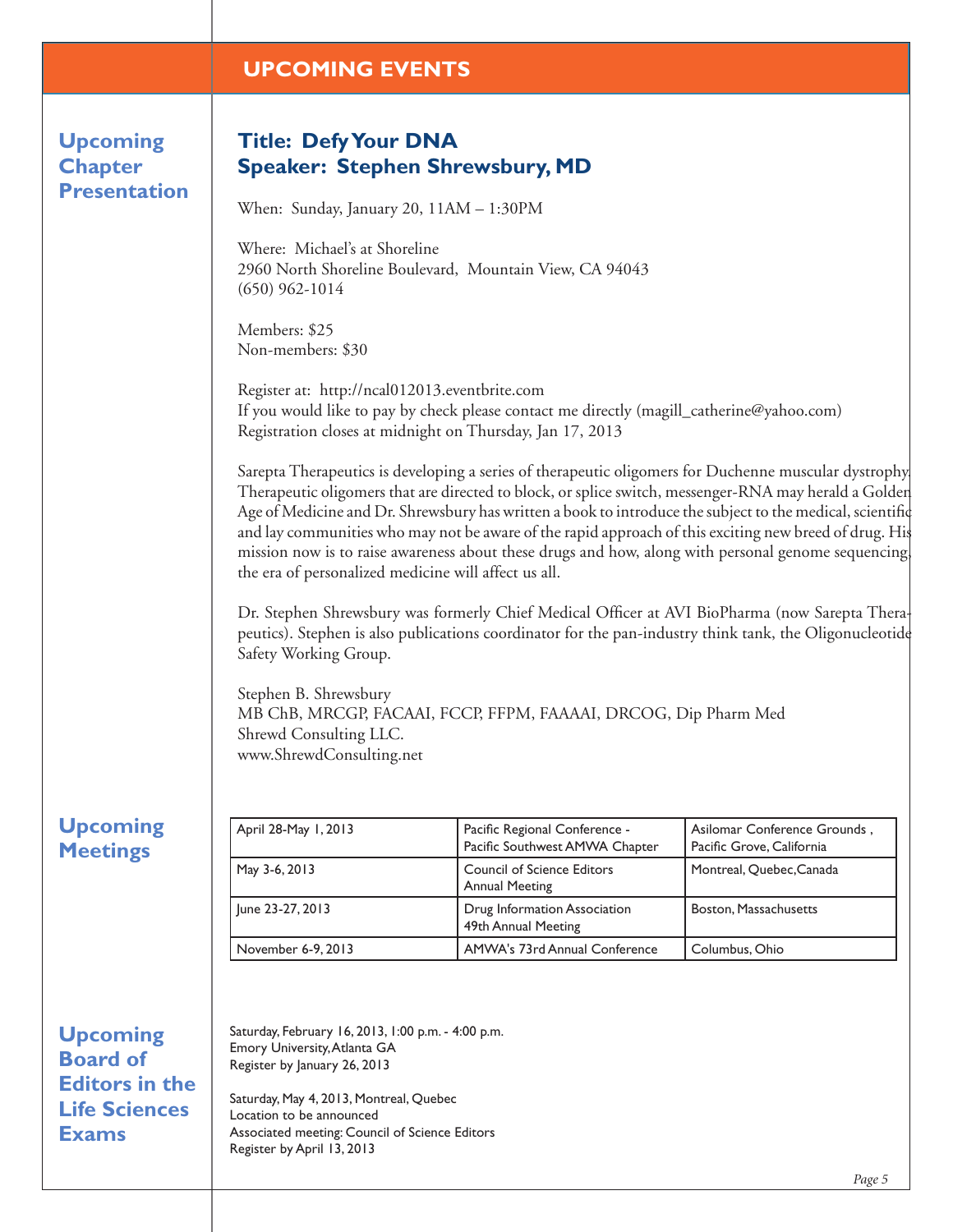# UPCOMING EVENTS

## Upcoming Chapter Presentation

**Title: Defy Your DNA**
**Speaker: Stephen Shrewsbury, MD**

When: Sunday, January 20, 11AM – 1:30PM

Where: Michael's at Shoreline
2960 North Shoreline Boulevard, Mountain View, CA 94043
(650) 962-1014

Members: $25
Non-members: $30

Register at: http://ncal012013.eventbrite.com
If you would like to pay by check please contact me directly (magill_catherine@yahoo.com)
Registration closes at midnight on Thursday, Jan 17, 2013

Sarepta Therapeutics is developing a series of therapeutic oligomers for Duchenne muscular dystrophy. Therapeutic oligomers that are directed to block, or splice switch, messenger-RNA may herald a Golden Age of Medicine and Dr. Shrewsbury has written a book to introduce the subject to the medical, scientific and lay communities who may not be aware of the rapid approach of this exciting new breed of drug. His mission now is to raise awareness about these drugs and how, along with personal genome sequencing, the era of personalized medicine will affect us all.

Dr. Stephen Shrewsbury was formerly Chief Medical Officer at AVI BioPharma (now Sarepta Therapeutics). Stephen is also publications coordinator for the pan-industry think tank, the Oligonucleotide Safety Working Group.

Stephen B. Shrewsbury
MB ChB, MRCGP, FACAAI, FCCP, FFPM, FAAAAI, DRCOG, Dip Pharm Med
Shrewd Consulting LLC.
www.ShrewdConsulting.net

## Upcoming Meetings

| Date | Meeting | Location |
|---|---|---|
| April 28-May 1, 2013 | Pacific Regional Conference - Pacific Southwest AMWA Chapter | Asilomar Conference Grounds , Pacific Grove, California |
| May 3-6, 2013 | Council of Science Editors Annual Meeting | Montreal, Quebec,Canada |
| June 23-27, 2013 | Drug Information Association 49th Annual Meeting | Boston, Massachusetts |
| November 6-9, 2013 | AMWA's 73rd Annual Conference | Columbus, Ohio |

## Upcoming Board of Editors in the Life Sciences Exams

Saturday, February 16, 2013, 1:00 p.m. - 4:00 p.m.
Emory University, Atlanta GA
Register by January 26, 2013

Saturday, May 4, 2013, Montreal, Quebec
Location to be announced
Associated meeting: Council of Science Editors
Register by April 13, 2013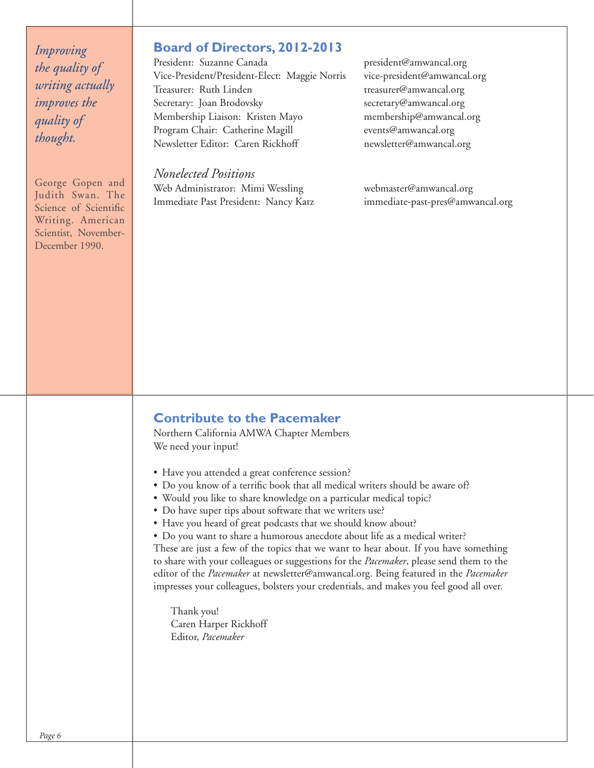*Improving the quality of writing actually improves the quality of thought.*

George Gopen and Judith Swan. The Science of Scientific Writing. American Scientist, November-December 1990.

## Board of Directors, 2012-2013

| | |
|---|---|
| President: Suzanne Canada | president@amwancal.org |
| Vice-President/President-Elect: Maggie Norris | vice-president@amwancal.org |
| Treasurer: Ruth Linden | treasurer@amwancal.org |
| Secretary: Joan Brodovsky | secretary@amwancal.org |
| Membership Liaison: Kristen Mayo | membership@amwancal.org |
| Program Chair: Catherine Magill | events@amwancal.org |
| Newsletter Editor: Caren Rickhoff | newsletter@amwancal.org |

*Nonelected Positions*

| | |
|---|---|
| Web Administrator: Mimi Wessling | webmaster@amwancal.org |
| Immediate Past President: Nancy Katz | immediate-past-pres@amwancal.org |

## Contribute to the Pacemaker

Northern California AMWA Chapter Members
We need your input!

- Have you attended a great conference session?
- Do you know of a terrific book that all medical writers should be aware of?
- Would you like to share knowledge on a particular medical topic?
- Do have super tips about software that we writers use?
- Have you heard of great podcasts that we should know about?
- Do you want to share a humorous anecdote about life as a medical writer?

These are just a few of the topics that we want to hear about. If you have something to share with your colleagues or suggestions for the *Pacemaker*, please send them to the editor of the *Pacemaker* at newsletter@amwancal.org. Being featured in the *Pacemaker* impresses your colleagues, bolsters your credentials, and makes you feel good all over.

Thank you!
Caren Harper Rickhoff
Editor, *Pacemaker*